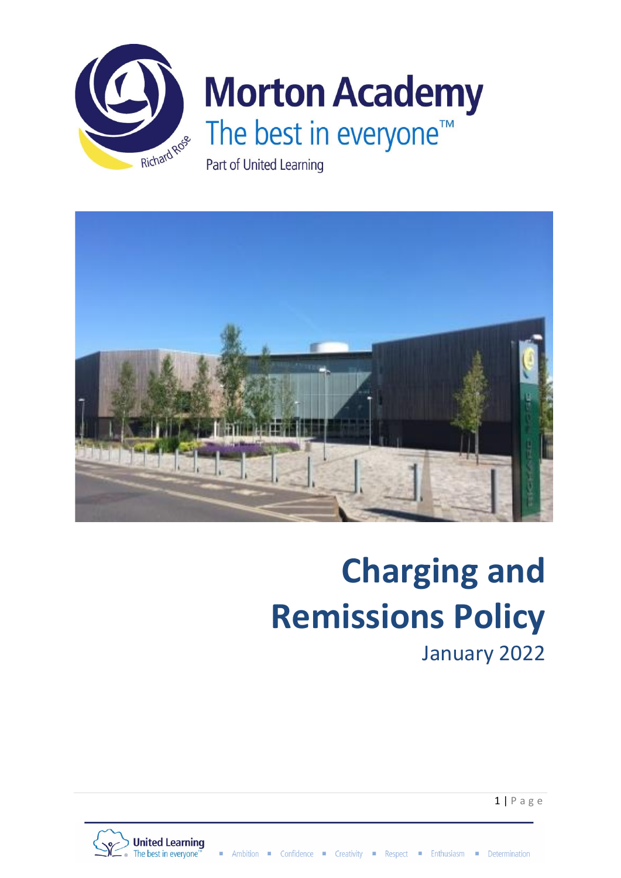# Morton Academy

The best in everyone™

Part of United Learning

# Charging and Remissions Policy

January 2022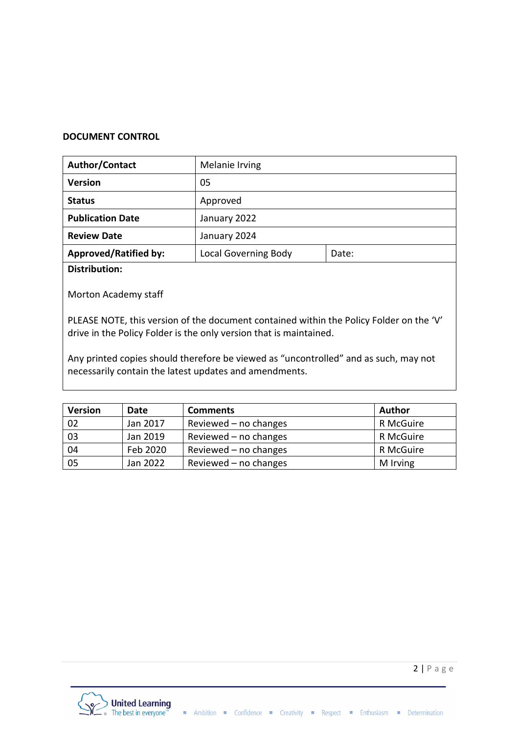**DOCUMENT CONTROL**

| **Author/Contact** | Melanie Irving | |
|---|---|---|
| **Version** | 05 | |
| **Status** | Approved | |
| **Publication Date** | January 2022 | |
| **Review Date** | January 2024 | |
| **Approved/Ratified by:** | Local Governing Body | Date: |

**Distribution:**

Morton Academy staff

PLEASE NOTE, this version of the document contained within the Policy Folder on the 'V' drive in the Policy Folder is the only version that is maintained.

Any printed copies should therefore be viewed as "uncontrolled" and as such, may not necessarily contain the latest updates and amendments.

| **Version** | **Date** | **Comments** | **Author** |
|---|---|---|---|
| 02 | Jan 2017 | Reviewed – no changes | R McGuire |
| 03 | Jan 2019 | Reviewed – no changes | R McGuire |
| 04 | Feb 2020 | Reviewed – no changes | R McGuire |
| 05 | Jan 2022 | Reviewed – no changes | M Irving |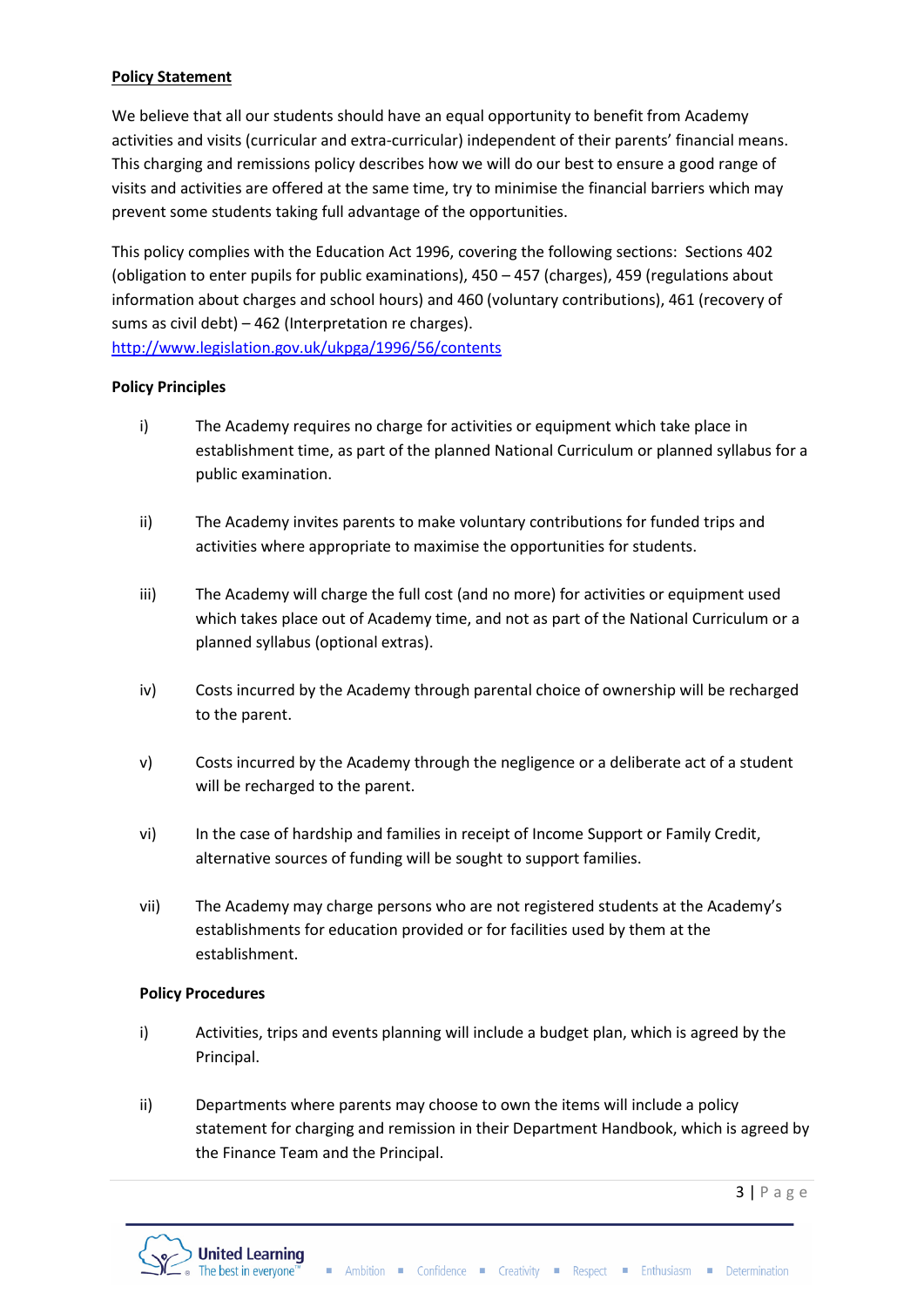**Policy Statement**

We believe that all our students should have an equal opportunity to benefit from Academy activities and visits (curricular and extra-curricular) independent of their parents' financial means. This charging and remissions policy describes how we will do our best to ensure a good range of visits and activities are offered at the same time, try to minimise the financial barriers which may prevent some students taking full advantage of the opportunities.

This policy complies with the Education Act 1996, covering the following sections: Sections 402 (obligation to enter pupils for public examinations), 450 – 457 (charges), 459 (regulations about information about charges and school hours) and 460 (voluntary contributions), 461 (recovery of sums as civil debt) – 462 (Interpretation re charges).
[http://www.legislation.gov.uk/ukpga/1996/56/contents](http://www.legislation.gov.uk/ukpga/1996/56/contents)

**Policy Principles**

i) The Academy requires no charge for activities or equipment which take place in establishment time, as part of the planned National Curriculum or planned syllabus for a public examination.

ii) The Academy invites parents to make voluntary contributions for funded trips and activities where appropriate to maximise the opportunities for students.

iii) The Academy will charge the full cost (and no more) for activities or equipment used which takes place out of Academy time, and not as part of the National Curriculum or a planned syllabus (optional extras).

iv) Costs incurred by the Academy through parental choice of ownership will be recharged to the parent.

v) Costs incurred by the Academy through the negligence or a deliberate act of a student will be recharged to the parent.

vi) In the case of hardship and families in receipt of Income Support or Family Credit, alternative sources of funding will be sought to support families.

vii) The Academy may charge persons who are not registered students at the Academy's establishments for education provided or for facilities used by them at the establishment.

**Policy Procedures**

i) Activities, trips and events planning will include a budget plan, which is agreed by the Principal.

ii) Departments where parents may choose to own the items will include a policy statement for charging and remission in their Department Handbook, which is agreed by the Finance Team and the Principal.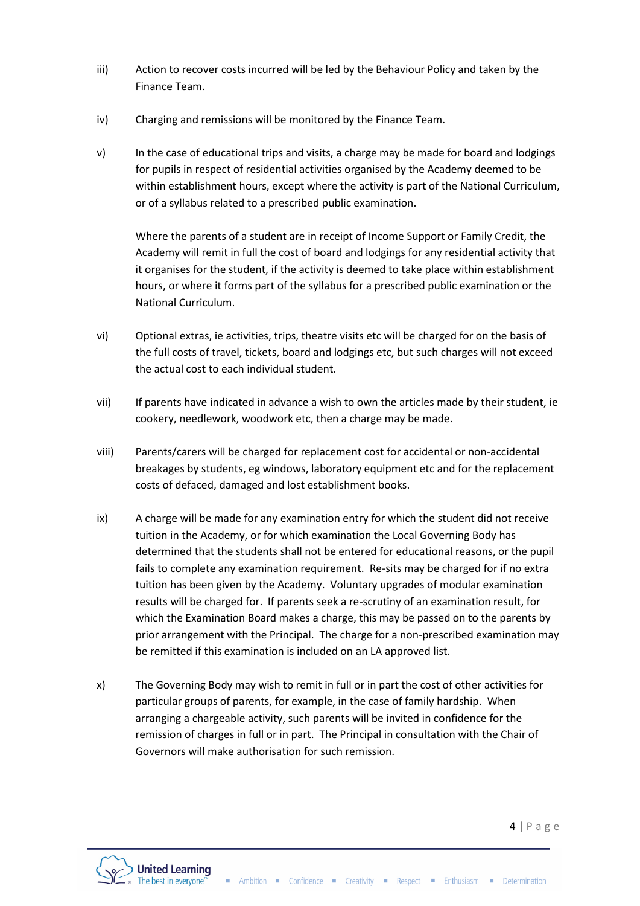iii) Action to recover costs incurred will be led by the Behaviour Policy and taken by the Finance Team.

iv) Charging and remissions will be monitored by the Finance Team.

v) In the case of educational trips and visits, a charge may be made for board and lodgings for pupils in respect of residential activities organised by the Academy deemed to be within establishment hours, except where the activity is part of the National Curriculum, or of a syllabus related to a prescribed public examination.

   Where the parents of a student are in receipt of Income Support or Family Credit, the Academy will remit in full the cost of board and lodgings for any residential activity that it organises for the student, if the activity is deemed to take place within establishment hours, or where it forms part of the syllabus for a prescribed public examination or the National Curriculum.

vi) Optional extras, ie activities, trips, theatre visits etc will be charged for on the basis of the full costs of travel, tickets, board and lodgings etc, but such charges will not exceed the actual cost to each individual student.

vii) If parents have indicated in advance a wish to own the articles made by their student, ie cookery, needlework, woodwork etc, then a charge may be made.

viii) Parents/carers will be charged for replacement cost for accidental or non-accidental breakages by students, eg windows, laboratory equipment etc and for the replacement costs of defaced, damaged and lost establishment books.

ix) A charge will be made for any examination entry for which the student did not receive tuition in the Academy, or for which examination the Local Governing Body has determined that the students shall not be entered for educational reasons, or the pupil fails to complete any examination requirement. Re-sits may be charged for if no extra tuition has been given by the Academy. Voluntary upgrades of modular examination results will be charged for. If parents seek a re-scrutiny of an examination result, for which the Examination Board makes a charge, this may be passed on to the parents by prior arrangement with the Principal. The charge for a non-prescribed examination may be remitted if this examination is included on an LA approved list.

x) The Governing Body may wish to remit in full or in part the cost of other activities for particular groups of parents, for example, in the case of family hardship. When arranging a chargeable activity, such parents will be invited in confidence for the remission of charges in full or in part. The Principal in consultation with the Chair of Governors will make authorisation for such remission.